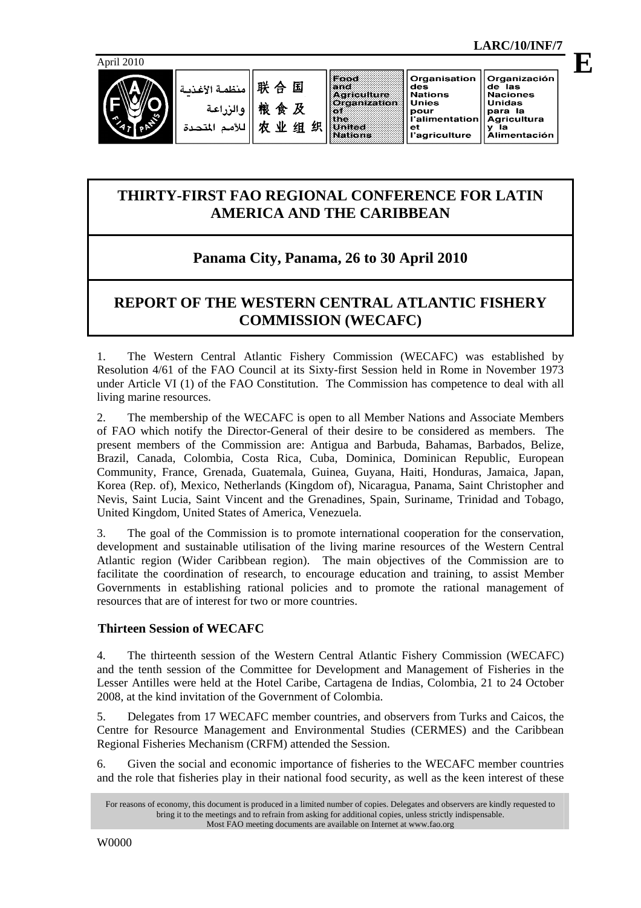LARC/10/INF/7

April 2010

# THIRTY-FIRST FAO REGIONAL CONFERENCE FOR LATIN AMERICA AND THE CARIBBEAN

## Panama City, Panama, 26 to 30 April 2010

## REPORT OF THE WESTERN CENTRAL ATLANTIC FISHERY COMMISSION (WECAFC)

1. The Western Central Atlantic Fishery Commission (WECAFC) was established by Resolution 4/61 of the FAO Council at its Sixty-first Session held in Rome in November 1973 under Article VI (1) of the FAO Constitution. The Commission has competence to deal with all living marine resources.

2. The membership of the WECAFC is open to all Member Nations and Associate Members of FAO which notify the Director-General of their desire to be considered as members. The present members of the Commission are: Antigua and Barbuda, Bahamas, Barbados, Belize, Brazil, Canada, Colombia, Costa Rica, Cuba, Dominica, Dominican Republic, European Community, France, Grenada, Guatemala, Guinea, Guyana, Haiti, Honduras, Jamaica, Japan, Korea (Rep. of), Mexico, Netherlands (Kingdom of), Nicaragua, Panama, Saint Christopher and Nevis, Saint Lucia, Saint Vincent and the Grenadines, Spain, Suriname, Trinidad and Tobago, United Kingdom, United States of America, Venezuela.

3. The goal of the Commission is to promote international cooperation for the conservation, development and sustainable utilisation of the living marine resources of the Western Central Atlantic region (Wider Caribbean region). The main objectives of the Commission are to facilitate the coordination of research, to encourage education and training, to assist Member Governments in establishing rational policies and to promote the rational management of resources that are of interest for two or more countries.

### Thirteen Session of WECAFC

4. The thirteenth session of the Western Central Atlantic Fishery Commission (WECAFC) and the tenth session of the Committee for Development and Management of Fisheries in the Lesser Antilles were held at the Hotel Caribe, Cartagena de Indias, Colombia, 21 to 24 October 2008, at the kind invitation of the Government of Colombia.

5. Delegates from 17 WECAFC member countries, and observers from Turks and Caicos, the Centre for Resource Management and Environmental Studies (CERMES) and the Caribbean Regional Fisheries Mechanism (CRFM) attended the Session.

6. Given the social and economic importance of fisheries to the WECAFC member countries and the role that fisheries play in their national food security, as well as the keen interest of these

For reasons of economy, this document is produced in a limited number of copies. Delegates and observers are kindly requested to bring it to the meetings and to refrain from asking for additional copies, unless strictly indispensable. Most FAO meeting documents are available on Internet at www.fao.org

W0000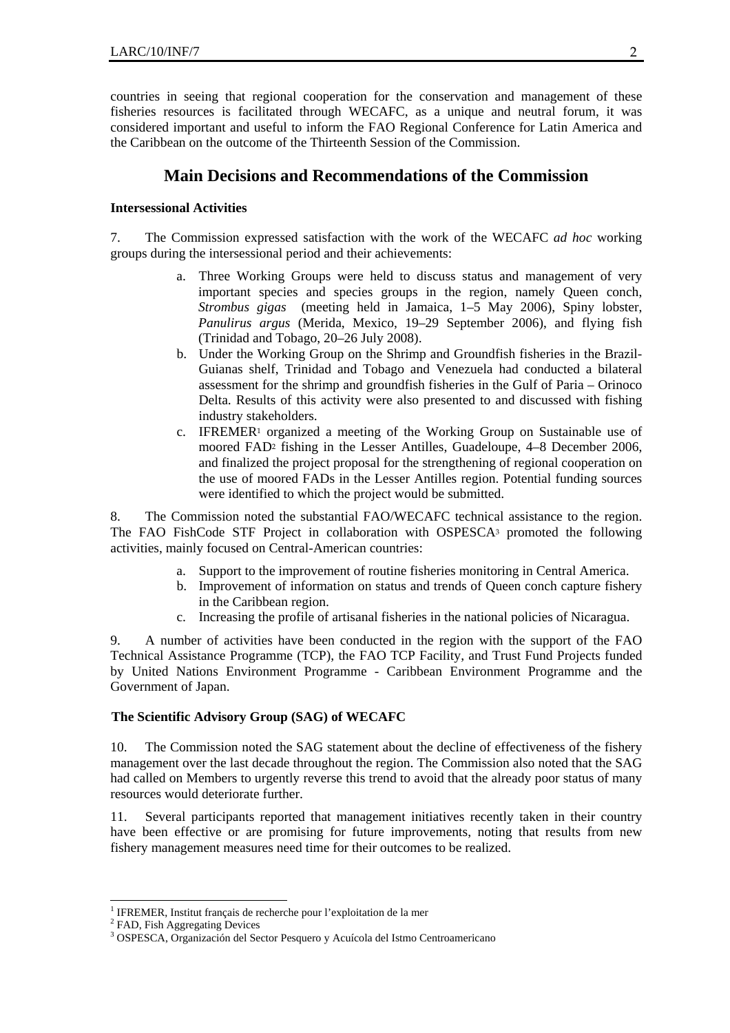countries in seeing that regional cooperation for the conservation and management of these fisheries resources is facilitated through WECAFC, as a unique and neutral forum, it was considered important and useful to inform the FAO Regional Conference for Latin America and the Caribbean on the outcome of the Thirteenth Session of the Commission.

## Main Decisions and Recommendations of the Commission

**Intersessional Activities**

7. The Commission expressed satisfaction with the work of the WECAFC *ad hoc* working groups during the intersessional period and their achievements:

   a. Three Working Groups were held to discuss status and management of very important species and species groups in the region, namely Queen conch, *Strombus gigas* (meeting held in Jamaica, 1–5 May 2006), Spiny lobster, *Panulirus argus* (Merida, Mexico, 19–29 September 2006), and flying fish (Trinidad and Tobago, 20–26 July 2008).
   b. Under the Working Group on the Shrimp and Groundfish fisheries in the Brazil-Guianas shelf, Trinidad and Tobago and Venezuela had conducted a bilateral assessment for the shrimp and groundfish fisheries in the Gulf of Paria – Orinoco Delta. Results of this activity were also presented to and discussed with fishing industry stakeholders.
   c. IFREMER[1] organized a meeting of the Working Group on Sustainable use of moored FAD[2] fishing in the Lesser Antilles, Guadeloupe, 4–8 December 2006, and finalized the project proposal for the strengthening of regional cooperation on the use of moored FADs in the Lesser Antilles region. Potential funding sources were identified to which the project would be submitted.

8. The Commission noted the substantial FAO/WECAFC technical assistance to the region. The FAO FishCode STF Project in collaboration with OSPESCA[3] promoted the following activities, mainly focused on Central-American countries:

   a. Support to the improvement of routine fisheries monitoring in Central America.
   b. Improvement of information on status and trends of Queen conch capture fishery in the Caribbean region.
   c. Increasing the profile of artisanal fisheries in the national policies of Nicaragua.

9. A number of activities have been conducted in the region with the support of the FAO Technical Assistance Programme (TCP), the FAO TCP Facility, and Trust Fund Projects funded by United Nations Environment Programme - Caribbean Environment Programme and the Government of Japan.

**The Scientific Advisory Group (SAG) of WECAFC**

10. The Commission noted the SAG statement about the decline of effectiveness of the fishery management over the last decade throughout the region. The Commission also noted that the SAG had called on Members to urgently reverse this trend to avoid that the already poor status of many resources would deteriorate further.

11. Several participants reported that management initiatives recently taken in their country have been effective or are promising for future improvements, noting that results from new fishery management measures need time for their outcomes to be realized.

---

[1] IFREMER, Institut français de recherche pour l'exploitation de la mer

[2] FAD, Fish Aggregating Devices

[3] OSPESCA, Organización del Sector Pesquero y Acuícola del Istmo Centroamericano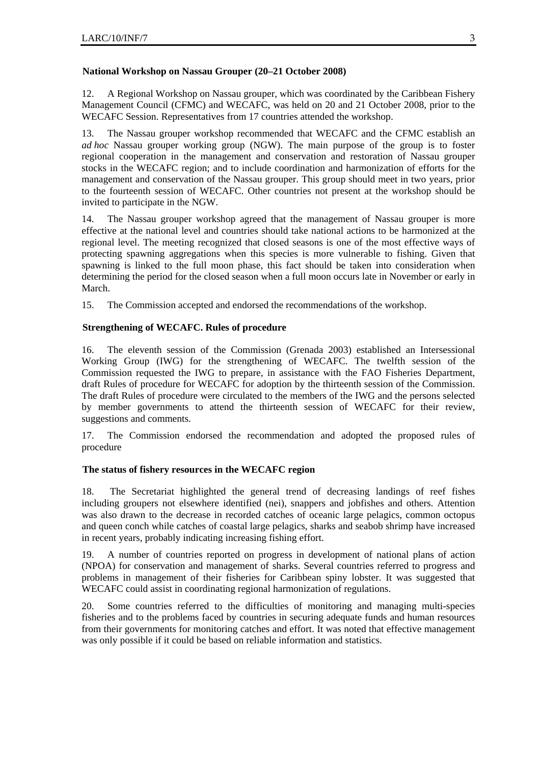## National Workshop on Nassau Grouper (20–21 October 2008)

12. A Regional Workshop on Nassau grouper, which was coordinated by the Caribbean Fishery Management Council (CFMC) and WECAFC, was held on 20 and 21 October 2008, prior to the WECAFC Session. Representatives from 17 countries attended the workshop.

13. The Nassau grouper workshop recommended that WECAFC and the CFMC establish an *ad hoc* Nassau grouper working group (NGW). The main purpose of the group is to foster regional cooperation in the management and conservation and restoration of Nassau grouper stocks in the WECAFC region; and to include coordination and harmonization of efforts for the management and conservation of the Nassau grouper. This group should meet in two years, prior to the fourteenth session of WECAFC. Other countries not present at the workshop should be invited to participate in the NGW.

14. The Nassau grouper workshop agreed that the management of Nassau grouper is more effective at the national level and countries should take national actions to be harmonized at the regional level. The meeting recognized that closed seasons is one of the most effective ways of protecting spawning aggregations when this species is more vulnerable to fishing. Given that spawning is linked to the full moon phase, this fact should be taken into consideration when determining the period for the closed season when a full moon occurs late in November or early in March.

15. The Commission accepted and endorsed the recommendations of the workshop.

## Strengthening of WECAFC. Rules of procedure

16. The eleventh session of the Commission (Grenada 2003) established an Intersessional Working Group (IWG) for the strengthening of WECAFC. The twelfth session of the Commission requested the IWG to prepare, in assistance with the FAO Fisheries Department, draft Rules of procedure for WECAFC for adoption by the thirteenth session of the Commission. The draft Rules of procedure were circulated to the members of the IWG and the persons selected by member governments to attend the thirteenth session of WECAFC for their review, suggestions and comments.

17. The Commission endorsed the recommendation and adopted the proposed rules of procedure

## The status of fishery resources in the WECAFC region

18. The Secretariat highlighted the general trend of decreasing landings of reef fishes including groupers not elsewhere identified (nei), snappers and jobfishes and others. Attention was also drawn to the decrease in recorded catches of oceanic large pelagics, common octopus and queen conch while catches of coastal large pelagics, sharks and seabob shrimp have increased in recent years, probably indicating increasing fishing effort.

19. A number of countries reported on progress in development of national plans of action (NPOA) for conservation and management of sharks. Several countries referred to progress and problems in management of their fisheries for Caribbean spiny lobster. It was suggested that WECAFC could assist in coordinating regional harmonization of regulations.

20. Some countries referred to the difficulties of monitoring and managing multi-species fisheries and to the problems faced by countries in securing adequate funds and human resources from their governments for monitoring catches and effort. It was noted that effective management was only possible if it could be based on reliable information and statistics.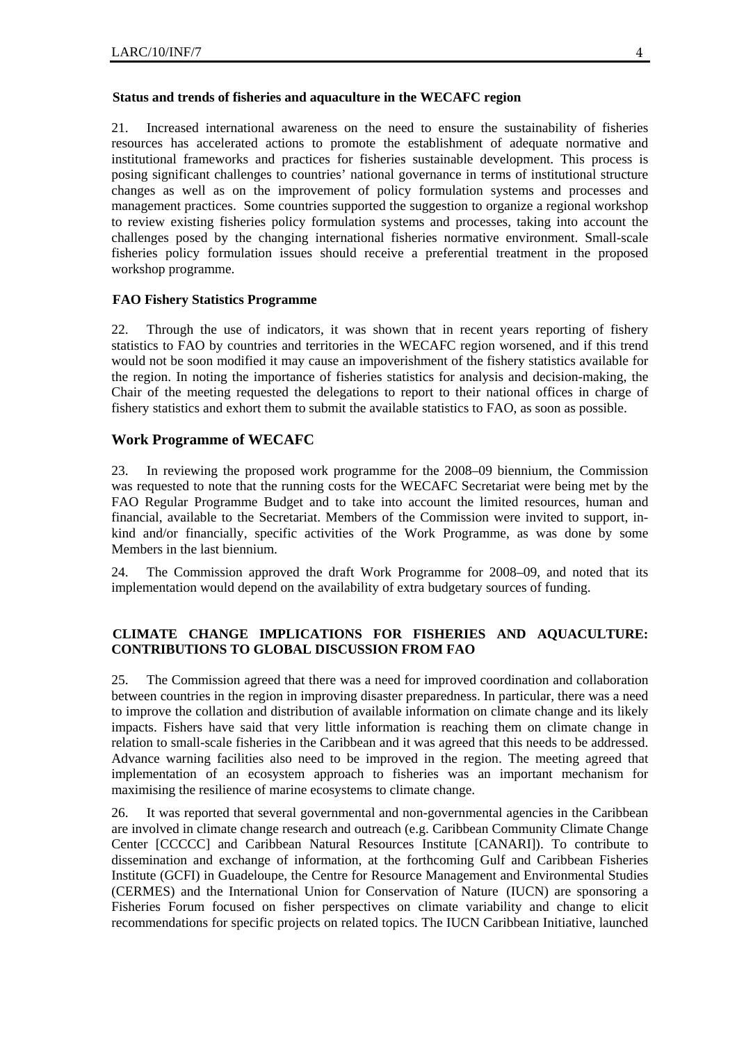### Status and trends of fisheries and aquaculture in the WECAFC region

21. Increased international awareness on the need to ensure the sustainability of fisheries resources has accelerated actions to promote the establishment of adequate normative and institutional frameworks and practices for fisheries sustainable development. This process is posing significant challenges to countries' national governance in terms of institutional structure changes as well as on the improvement of policy formulation systems and processes and management practices. Some countries supported the suggestion to organize a regional workshop to review existing fisheries policy formulation systems and processes, taking into account the challenges posed by the changing international fisheries normative environment. Small-scale fisheries policy formulation issues should receive a preferential treatment in the proposed workshop programme.

### FAO Fishery Statistics Programme

22. Through the use of indicators, it was shown that in recent years reporting of fishery statistics to FAO by countries and territories in the WECAFC region worsened, and if this trend would not be soon modified it may cause an impoverishment of the fishery statistics available for the region. In noting the importance of fisheries statistics for analysis and decision-making, the Chair of the meeting requested the delegations to report to their national offices in charge of fishery statistics and exhort them to submit the available statistics to FAO, as soon as possible.

## Work Programme of WECAFC

23. In reviewing the proposed work programme for the 2008–09 biennium, the Commission was requested to note that the running costs for the WECAFC Secretariat were being met by the FAO Regular Programme Budget and to take into account the limited resources, human and financial, available to the Secretariat. Members of the Commission were invited to support, in-kind and/or financially, specific activities of the Work Programme, as was done by some Members in the last biennium.

24. The Commission approved the draft Work Programme for 2008–09, and noted that its implementation would depend on the availability of extra budgetary sources of funding.

### CLIMATE CHANGE IMPLICATIONS FOR FISHERIES AND AQUACULTURE: CONTRIBUTIONS TO GLOBAL DISCUSSION FROM FAO

25. The Commission agreed that there was a need for improved coordination and collaboration between countries in the region in improving disaster preparedness. In particular, there was a need to improve the collation and distribution of available information on climate change and its likely impacts. Fishers have said that very little information is reaching them on climate change in relation to small-scale fisheries in the Caribbean and it was agreed that this needs to be addressed. Advance warning facilities also need to be improved in the region. The meeting agreed that implementation of an ecosystem approach to fisheries was an important mechanism for maximising the resilience of marine ecosystems to climate change.

26. It was reported that several governmental and non-governmental agencies in the Caribbean are involved in climate change research and outreach (e.g. Caribbean Community Climate Change Center [CCCCC] and Caribbean Natural Resources Institute [CANARI]). To contribute to dissemination and exchange of information, at the forthcoming Gulf and Caribbean Fisheries Institute (GCFI) in Guadeloupe, the Centre for Resource Management and Environmental Studies (CERMES) and the International Union for Conservation of Nature (IUCN) are sponsoring a Fisheries Forum focused on fisher perspectives on climate variability and change to elicit recommendations for specific projects on related topics. The IUCN Caribbean Initiative, launched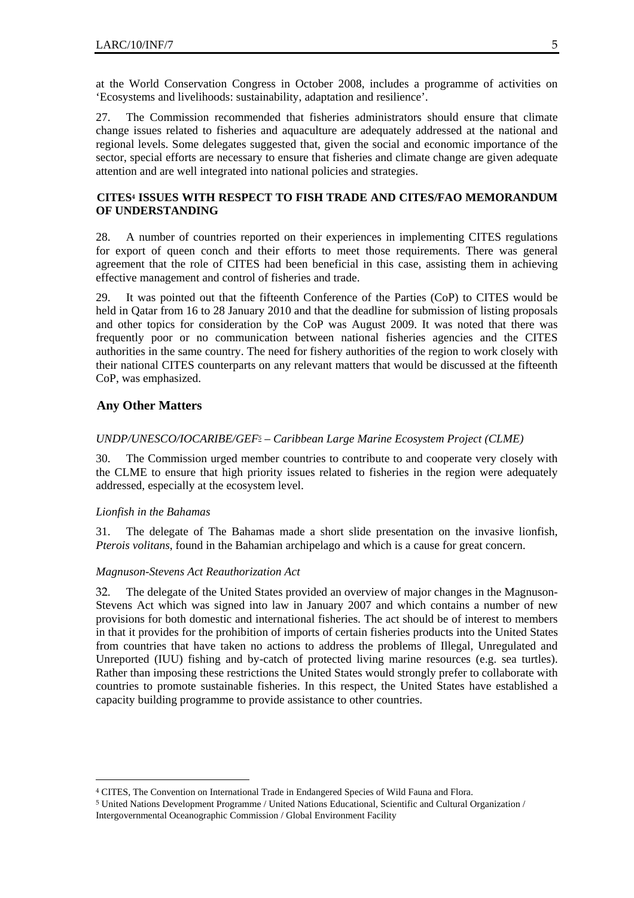at the World Conservation Congress in October 2008, includes a programme of activities on 'Ecosystems and livelihoods: sustainability, adaptation and resilience'.

27. The Commission recommended that fisheries administrators should ensure that climate change issues related to fisheries and aquaculture are adequately addressed at the national and regional levels. Some delegates suggested that, given the social and economic importance of the sector, special efforts are necessary to ensure that fisheries and climate change are given adequate attention and are well integrated into national policies and strategies.

**CITES[4] ISSUES WITH RESPECT TO FISH TRADE AND CITES/FAO MEMORANDUM OF UNDERSTANDING**

28. A number of countries reported on their experiences in implementing CITES regulations for export of queen conch and their efforts to meet those requirements. There was general agreement that the role of CITES had been beneficial in this case, assisting them in achieving effective management and control of fisheries and trade.

29. It was pointed out that the fifteenth Conference of the Parties (CoP) to CITES would be held in Qatar from 16 to 28 January 2010 and that the deadline for submission of listing proposals and other topics for consideration by the CoP was August 2009. It was noted that there was frequently poor or no communication between national fisheries agencies and the CITES authorities in the same country. The need for fishery authorities of the region to work closely with their national CITES counterparts on any relevant matters that would be discussed at the fifteenth CoP, was emphasized.

## Any Other Matters

*UNDP/UNESCO/IOCARIBE/GEF[5] – Caribbean Large Marine Ecosystem Project (CLME)*

30. The Commission urged member countries to contribute to and cooperate very closely with the CLME to ensure that high priority issues related to fisheries in the region were adequately addressed, especially at the ecosystem level.

*Lionfish in the Bahamas*

31. The delegate of The Bahamas made a short slide presentation on the invasive lionfish, *Pterois volitans*, found in the Bahamian archipelago and which is a cause for great concern.

*Magnuson-Stevens Act Reauthorization Act*

32. The delegate of the United States provided an overview of major changes in the Magnuson-Stevens Act which was signed into law in January 2007 and which contains a number of new provisions for both domestic and international fisheries. The act should be of interest to members in that it provides for the prohibition of imports of certain fisheries products into the United States from countries that have taken no actions to address the problems of Illegal, Unregulated and Unreported (IUU) fishing and by-catch of protected living marine resources (e.g. sea turtles). Rather than imposing these restrictions the United States would strongly prefer to collaborate with countries to promote sustainable fisheries. In this respect, the United States have established a capacity building programme to provide assistance to other countries.

---

[4] CITES, The Convention on International Trade in Endangered Species of Wild Fauna and Flora.

[5] United Nations Development Programme / United Nations Educational, Scientific and Cultural Organization / Intergovernmental Oceanographic Commission / Global Environment Facility